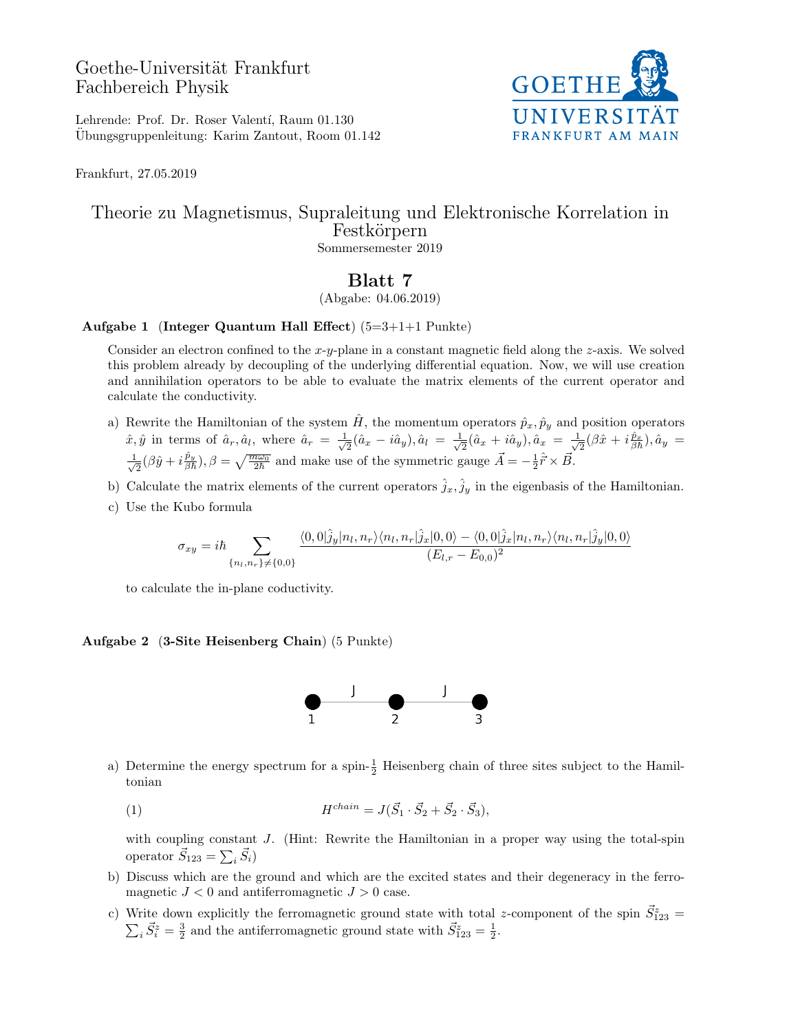Goethe-Universität Frankfurt
Fachbereich Physik

Lehrende: Prof. Dr. Roser Valentí, Raum 01.130
Übungsgruppenleitung: Karim Zantout, Room 01.142

GOETHE UNIVERSITÄT FRANKFURT AM MAIN

Frankfurt, 27.05.2019

# Theorie zu Magnetismus, Supraleitung und Elektronische Korrelation in Festkörpern

Sommersemester 2019

## Blatt 7

(Abgabe: 04.06.2019)

**Aufgabe 1** (**Integer Quantum Hall Effect**) (5=3+1+1 Punkte)

Consider an electron confined to the $x$-$y$-plane in a constant magnetic field along the $z$-axis. We solved this problem already by decoupling of the underlying differential equation. Now, we will use creation and annihilation operators to be able to evaluate the matrix elements of the current operator and calculate the conductivity.

a) Rewrite the Hamiltonian of the system $\hat{H}$, the momentum operators $\hat{p}_x, \hat{p}_y$ and position operators $\hat{x}, \hat{y}$ in terms of $\hat{a}_r, \hat{a}_l$, where $\hat{a}_r = \frac{1}{\sqrt{2}}(\hat{a}_x - i\hat{a}_y), \hat{a}_l = \frac{1}{\sqrt{2}}(\hat{a}_x + i\hat{a}_y), \hat{a}_x = \frac{1}{\sqrt{2}}(\beta\hat{x} + i\frac{\hat{p}_x}{\beta\hbar}), \hat{a}_y = \frac{1}{\sqrt{2}}(\beta\hat{y} + i\frac{\hat{p}_y}{\beta\hbar}), \beta = \sqrt{\frac{m\omega_0}{2\hbar}}$ and make use of the symmetric gauge $\vec{A} = -\frac{1}{2}\hat{\vec{r}} \times \vec{B}$.

b) Calculate the matrix elements of the current operators $\hat{j}_x, \hat{j}_y$ in the eigenbasis of the Hamiltonian.

c) Use the Kubo formula

$$\sigma_{xy} = i\hbar \sum_{\{n_l,n_r\}\neq\{0,0\}} \frac{\langle 0,0|\hat{j}_y|n_l,n_r\rangle\langle n_l,n_r|\hat{j}_x|0,0\rangle - \langle 0,0|\hat{j}_x|n_l,n_r\rangle\langle n_l,n_r|\hat{j}_y|0,0\rangle}{(E_{l,r} - E_{0,0})^2}$$

to calculate the in-plane coductivity.

**Aufgabe 2** (**3-Site Heisenberg Chain**) (5 Punkte)

J J
1 2 3

a) Determine the energy spectrum for a spin-$\frac{1}{2}$ Heisenberg chain of three sites subject to the Hamiltonian

$$H^{chain} = J(\vec{S}_1 \cdot \vec{S}_2 + \vec{S}_2 \cdot \vec{S}_3), \tag{1}$$

with coupling constant $J$. (Hint: Rewrite the Hamiltonian in a proper way using the total-spin operator $\vec{S}_{123} = \sum_i \vec{S}_i$)

b) Discuss which are the ground and which are the excited states and their degeneracy in the ferromagnetic $J < 0$ and antiferromagnetic $J > 0$ case.

c) Write down explicitly the ferromagnetic ground state with total $z$-component of the spin $\vec{S}^z_{123} = \sum_i \vec{S}^z_i = \frac{3}{2}$ and the antiferromagnetic ground state with $\vec{S}^z_{123} = \frac{1}{2}$.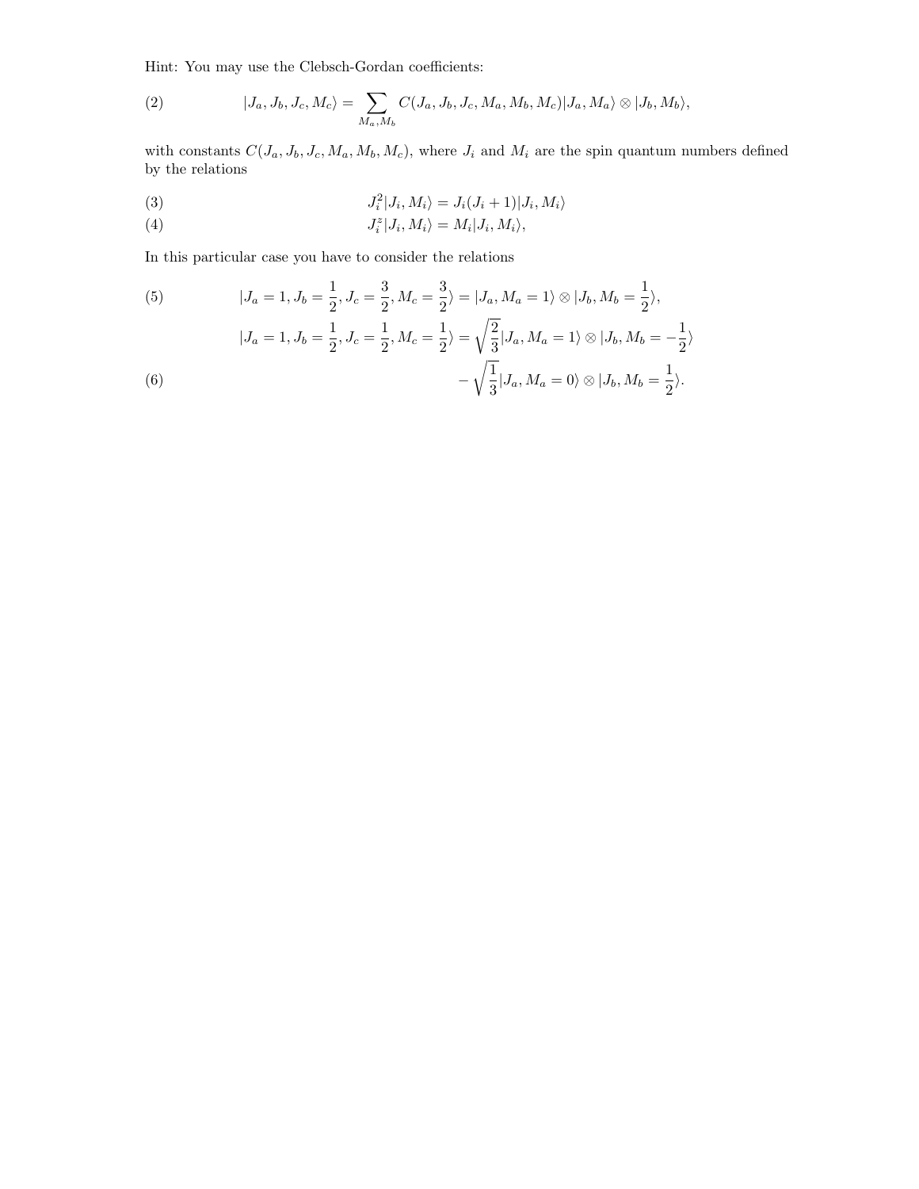Hint: You may use the Clebsch-Gordan coefficients:

$$|J_a, J_b, J_c, M_c\rangle = \sum_{M_a, M_b} C(J_a, J_b, J_c, M_a, M_b, M_c)|J_a, M_a\rangle \otimes |J_b, M_b\rangle, \tag{2}$$

with constants $C(J_a, J_b, J_c, M_a, M_b, M_c)$, where $J_i$ and $M_i$ are the spin quantum numbers defined by the relations

$$J_i^2|J_i, M_i\rangle = J_i(J_i + 1)|J_i, M_i\rangle \tag{3}$$

$$J_i^z|J_i, M_i\rangle = M_i|J_i, M_i\rangle, \tag{4}$$

In this particular case you have to consider the relations

$$|J_a = 1, J_b = \frac{1}{2}, J_c = \frac{3}{2}, M_c = \frac{3}{2}\rangle = |J_a, M_a = 1\rangle \otimes |J_b, M_b = \frac{1}{2}\rangle, \tag{5}$$

$$|J_a = 1, J_b = \frac{1}{2}, J_c = \frac{1}{2}, M_c = \frac{1}{2}\rangle = \sqrt{\frac{2}{3}}|J_a, M_a = 1\rangle \otimes |J_b, M_b = -\frac{1}{2}\rangle$$

$$- \sqrt{\frac{1}{3}}|J_a, M_a = 0\rangle \otimes |J_b, M_b = \frac{1}{2}\rangle. \tag{6}$$